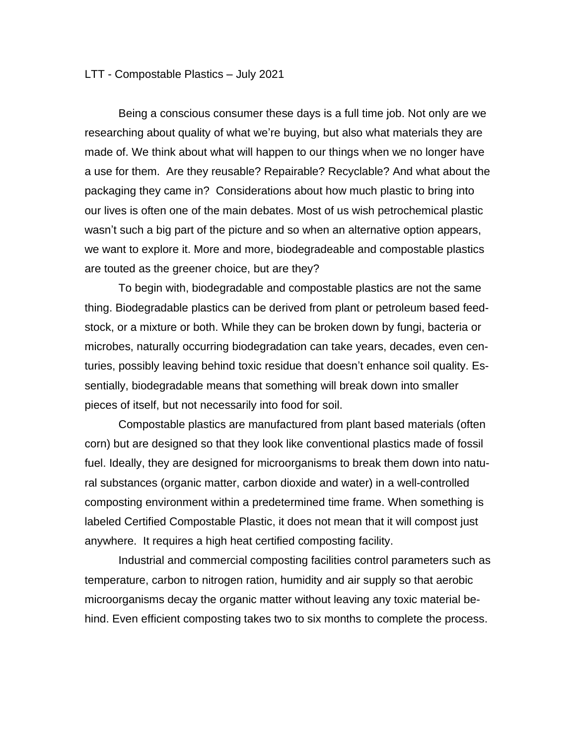LTT - Compostable Plastics – July 2021

Being a conscious consumer these days is a full time job. Not only are we researching about quality of what we're buying, but also what materials they are made of. We think about what will happen to our things when we no longer have a use for them. Are they reusable? Repairable? Recyclable? And what about the packaging they came in? Considerations about how much plastic to bring into our lives is often one of the main debates. Most of us wish petrochemical plastic wasn't such a big part of the picture and so when an alternative option appears, we want to explore it. More and more, biodegradeable and compostable plastics are touted as the greener choice, but are they?

To begin with, biodegradable and compostable plastics are not the same thing. Biodegradable plastics can be derived from plant or petroleum based feedstock, or a mixture or both. While they can be broken down by fungi, bacteria or microbes, naturally occurring biodegradation can take years, decades, even centuries, possibly leaving behind toxic residue that doesn't enhance soil quality. Essentially, biodegradable means that something will break down into smaller pieces of itself, but not necessarily into food for soil.

Compostable plastics are manufactured from plant based materials (often corn) but are designed so that they look like conventional plastics made of fossil fuel. Ideally, they are designed for microorganisms to break them down into natural substances (organic matter, carbon dioxide and water) in a well-controlled composting environment within a predetermined time frame. When something is labeled Certified Compostable Plastic, it does not mean that it will compost just anywhere. It requires a high heat certified composting facility.

Industrial and commercial composting facilities control parameters such as temperature, carbon to nitrogen ration, humidity and air supply so that aerobic microorganisms decay the organic matter without leaving any toxic material behind. Even efficient composting takes two to six months to complete the process.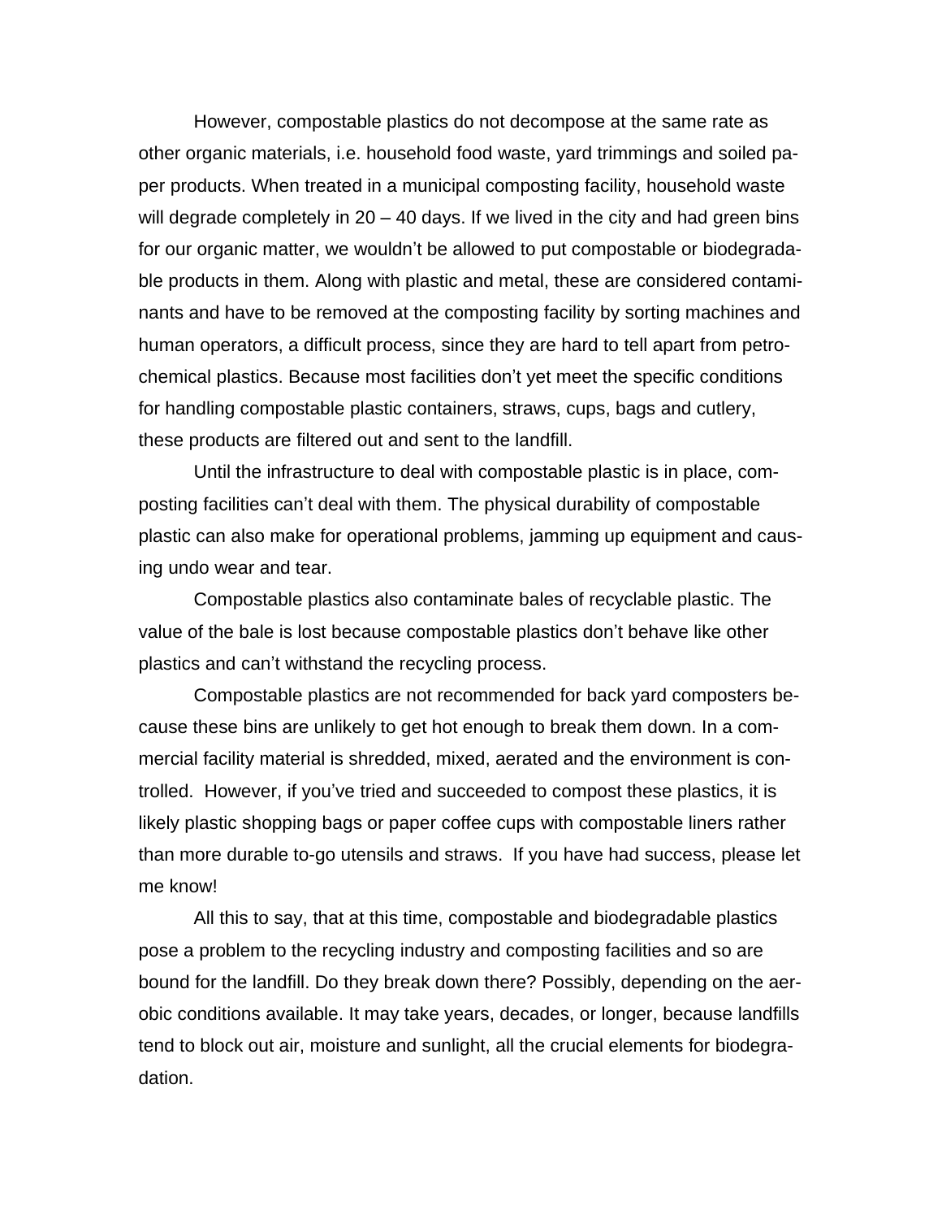However, compostable plastics do not decompose at the same rate as other organic materials, i.e. household food waste, yard trimmings and soiled paper products. When treated in a municipal composting facility, household waste will degrade completely in 20 – 40 days. If we lived in the city and had green bins for our organic matter, we wouldn't be allowed to put compostable or biodegradable products in them. Along with plastic and metal, these are considered contaminants and have to be removed at the composting facility by sorting machines and human operators, a difficult process, since they are hard to tell apart from petrochemical plastics. Because most facilities don't yet meet the specific conditions for handling compostable plastic containers, straws, cups, bags and cutlery, these products are filtered out and sent to the landfill.

Until the infrastructure to deal with compostable plastic is in place, composting facilities can't deal with them. The physical durability of compostable plastic can also make for operational problems, jamming up equipment and causing undo wear and tear.

Compostable plastics also contaminate bales of recyclable plastic. The value of the bale is lost because compostable plastics don't behave like other plastics and can't withstand the recycling process.

Compostable plastics are not recommended for back yard composters because these bins are unlikely to get hot enough to break them down. In a commercial facility material is shredded, mixed, aerated and the environment is controlled. However, if you've tried and succeeded to compost these plastics, it is likely plastic shopping bags or paper coffee cups with compostable liners rather than more durable to-go utensils and straws. If you have had success, please let me know!

All this to say, that at this time, compostable and biodegradable plastics pose a problem to the recycling industry and composting facilities and so are bound for the landfill. Do they break down there? Possibly, depending on the aerobic conditions available. It may take years, decades, or longer, because landfills tend to block out air, moisture and sunlight, all the crucial elements for biodegradation.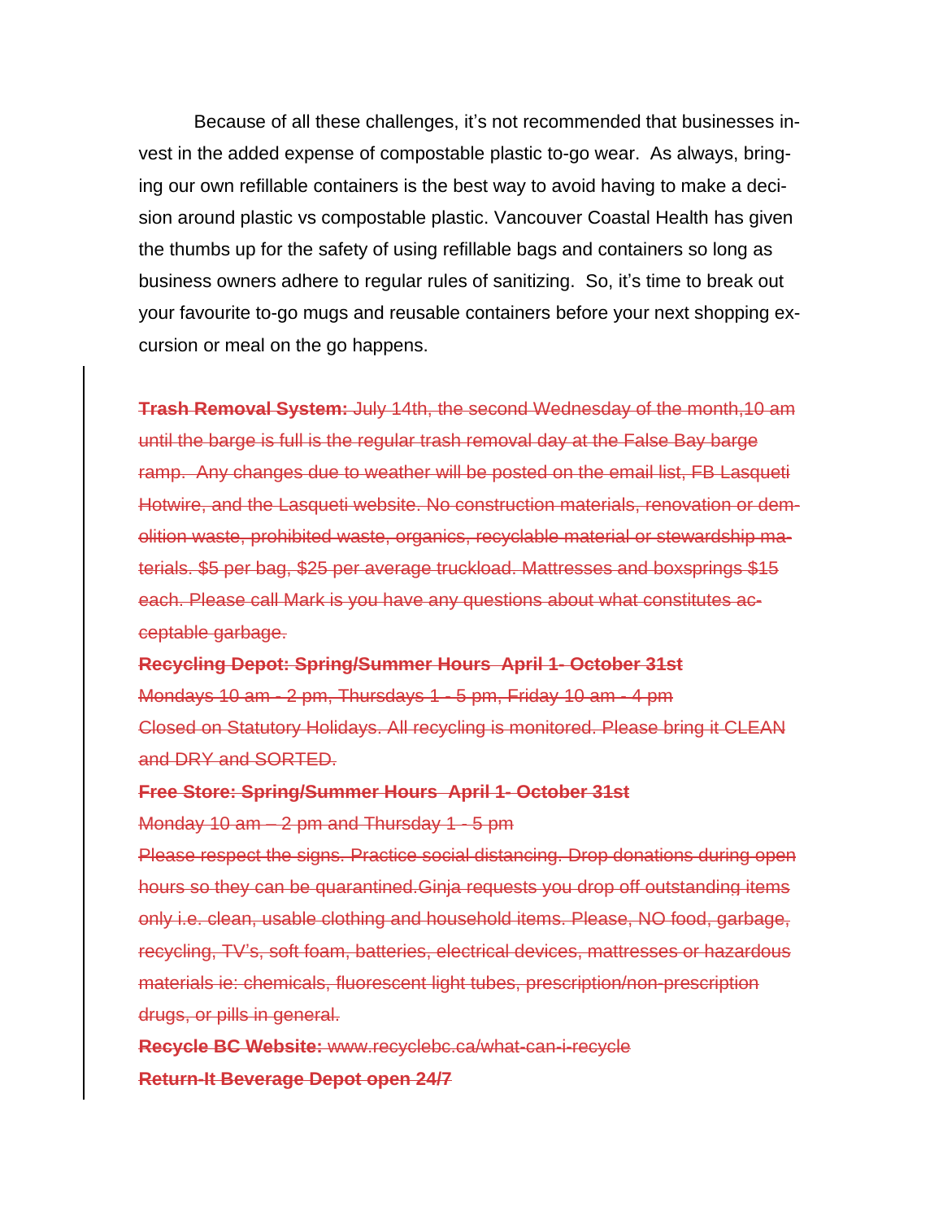Because of all these challenges, it's not recommended that businesses invest in the added expense of compostable plastic to-go wear. As always, bringing our own refillable containers is the best way to avoid having to make a decision around plastic vs compostable plastic. Vancouver Coastal Health has given the thumbs up for the safety of using refillable bags and containers so long as business owners adhere to regular rules of sanitizing. So, it's time to break out your favourite to-go mugs and reusable containers before your next shopping excursion or meal on the go happens.

~~**Trash Removal System:** July 14th, the second Wednesday of the month,10 am until the barge is full is the regular trash removal day at the False Bay barge ramp. Any changes due to weather will be posted on the email list, FB Lasqueti Hotwire, and the Lasqueti website. No construction materials, renovation or demolition waste, prohibited waste, organics, recyclable material or stewardship materials. $5 per bag, $25 per average truckload. Mattresses and boxsprings $15 each. Please call Mark is you have any questions about what constitutes acceptable garbage.~~

~~**Recycling Depot: Spring/Summer Hours April 1- October 31st**~~

~~Mondays 10 am - 2 pm, Thursdays 1 - 5 pm, Friday 10 am - 4 pm~~

~~Closed on Statutory Holidays. All recycling is monitored. Please bring it CLEAN and DRY and SORTED.~~

~~**Free Store: Spring/Summer Hours April 1- October 31st**~~

~~Monday 10 am – 2 pm and Thursday 1 - 5 pm~~

~~Please respect the signs. Practice social distancing. Drop donations during open hours so they can be quarantined.Ginja requests you drop off outstanding items only i.e. clean, usable clothing and household items. Please, NO food, garbage, recycling, TV's, soft foam, batteries, electrical devices, mattresses or hazardous materials ie: chemicals, fluorescent light tubes, prescription/non-prescription drugs, or pills in general.~~

~~**Recycle BC Website:** www.recyclebc.ca/what-can-i-recycle~~

~~**Return-It Beverage Depot open 24/7**~~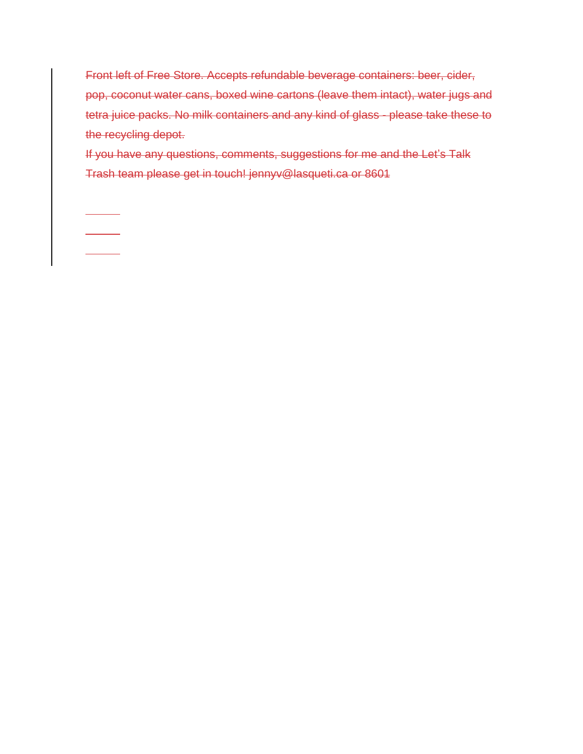~~Front left of Free Store. Accepts refundable beverage containers: beer, cider, pop, coconut water cans, boxed wine cartons (leave them intact), water jugs and tetra juice packs. No milk containers and any kind of glass - please take these to the recycling depot.~~

~~If you have any questions, comments, suggestions for me and the Let's Talk Trash team please get in touch! jennyv@lasqueti.ca or 8601~~